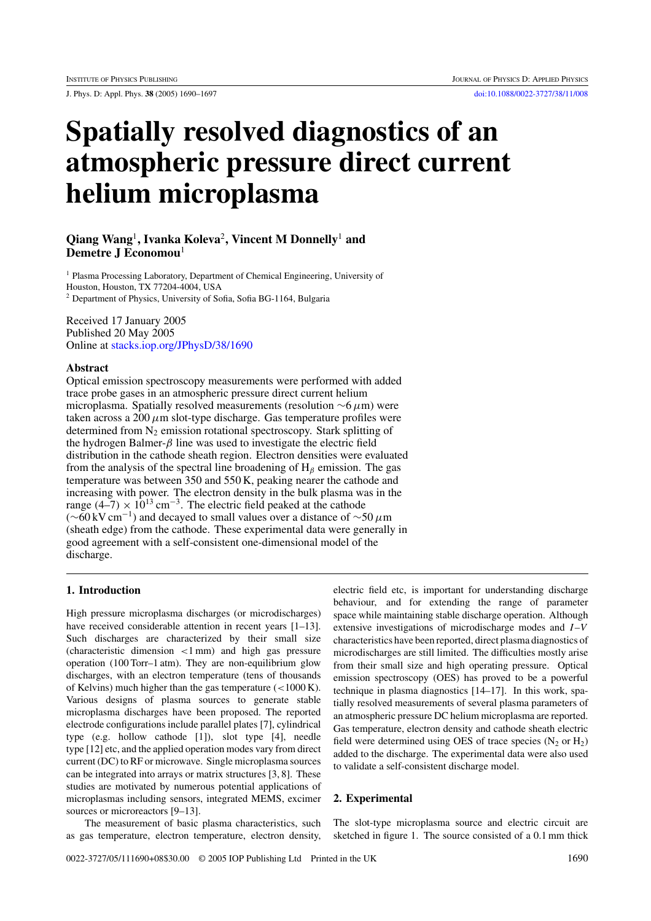# Spatially resolved diagnostics of an atmospheric pressure direct current helium microplasma

**Qiang Wang**[1], **Ivanka Koleva**[2], **Vincent M Donnelly**[1] **and Demetre J Economou**[1]

[1] Plasma Processing Laboratory, Department of Chemical Engineering, University of Houston, Houston, TX 77204-4004, USA

[2] Department of Physics, University of Sofia, Sofia BG-1164, Bulgaria

Received 17 January 2005
Published 20 May 2005
Online at stacks.iop.org/JPhysD/38/1690

## Abstract

Optical emission spectroscopy measurements were performed with added trace probe gases in an atmospheric pressure direct current helium microplasma. Spatially resolved measurements (resolution $\sim 6\,\mu$m) were taken across a $200\,\mu$m slot-type discharge. Gas temperature profiles were determined from $N_2$ emission rotational spectroscopy. Stark splitting of the hydrogen Balmer-$\beta$ line was used to investigate the electric field distribution in the cathode sheath region. Electron densities were evaluated from the analysis of the spectral line broadening of $H_\beta$ emission. The gas temperature was between 350 and 550 K, peaking nearer the cathode and increasing with power. The electron density in the bulk plasma was in the range $(4\text{–}7) \times 10^{13}\,\text{cm}^{-3}$. The electric field peaked at the cathode ($\sim 60\,\text{kV cm}^{-1}$) and decayed to small values over a distance of $\sim 50\,\mu$m (sheath edge) from the cathode. These experimental data were generally in good agreement with a self-consistent one-dimensional model of the discharge.

## 1. Introduction

High pressure microplasma discharges (or microdischarges) have received considerable attention in recent years [1–13]. Such discharges are characterized by their small size (characteristic dimension <1 mm) and high gas pressure operation (100 Torr–1 atm). They are non-equilibrium glow discharges, with an electron temperature (tens of thousands of Kelvins) much higher than the gas temperature (<1000 K). Various designs of plasma sources to generate stable microplasma discharges have been proposed. The reported electrode configurations include parallel plates [7], cylindrical type (e.g. hollow cathode [1]), slot type [4], needle type [12] etc, and the applied operation modes vary from direct current (DC) to RF or microwave. Single microplasma sources can be integrated into arrays or matrix structures [3, 8]. These studies are motivated by numerous potential applications of microplasmas including sensors, integrated MEMS, excimer sources or microreactors [9–13].

The measurement of basic plasma characteristics, such as gas temperature, electron temperature, electron density, electric field etc, is important for understanding discharge behaviour, and for extending the range of parameter space while maintaining stable discharge operation. Although extensive investigations of microdischarge modes and $I$–$V$ characteristics have been reported, direct plasma diagnostics of microdischarges are still limited. The difficulties mostly arise from their small size and high operating pressure. Optical emission spectroscopy (OES) has proved to be a powerful technique in plasma diagnostics [14–17]. In this work, spatially resolved measurements of several plasma parameters of an atmospheric pressure DC helium microplasma are reported. Gas temperature, electron density and cathode sheath electric field were determined using OES of trace species ($N_2$ or $H_2$) added to the discharge. The experimental data were also used to validate a self-consistent discharge model.

## 2. Experimental

The slot-type microplasma source and electric circuit are sketched in figure 1. The source consisted of a 0.1 mm thick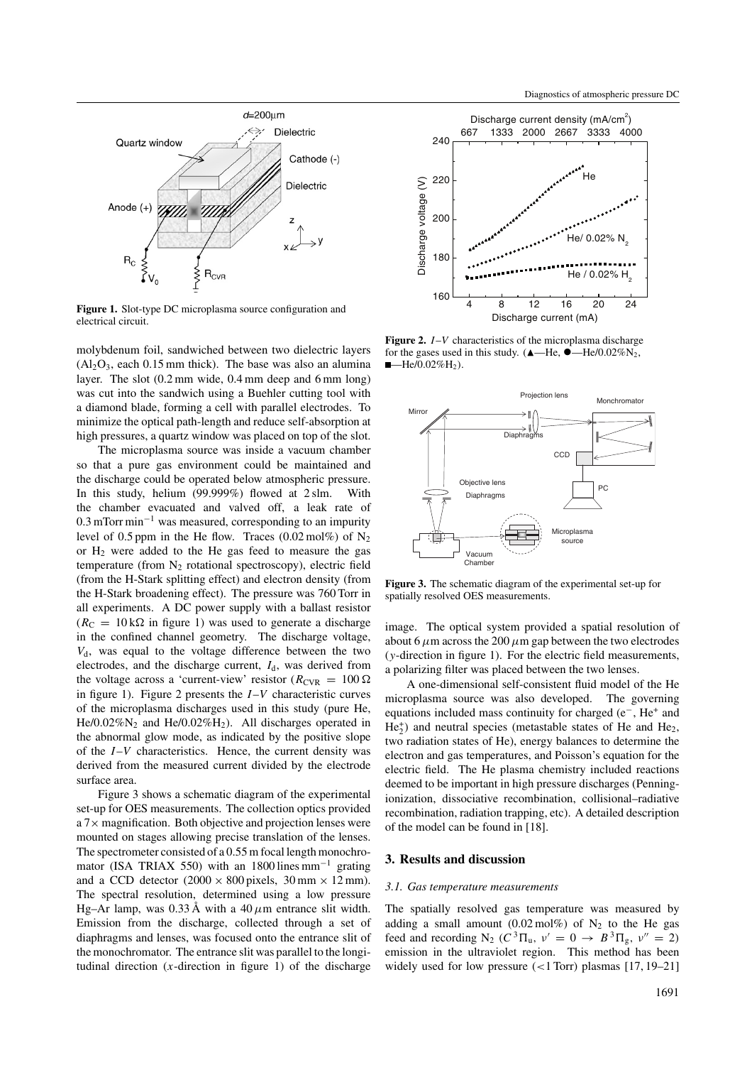**Figure 1.** Slot-type DC microplasma source configuration and electrical circuit.

**Figure 2.** $I$–$V$ characteristics of the microplasma discharge for the gases used in this study. (▲—He, ●—He/0.02%$N_2$, ■—He/0.02%$H_2$).

**Figure 3.** The schematic diagram of the experimental set-up for spatially resolved OES measurements.

molybdenum foil, sandwiched between two dielectric layers ($Al_2O_3$, each 0.15 mm thick). The base was also an alumina layer. The slot (0.2 mm wide, 0.4 mm deep and 6 mm long) was cut into the sandwich using a Buehler cutting tool with a diamond blade, forming a cell with parallel electrodes. To minimize the optical path-length and reduce self-absorption at high pressures, a quartz window was placed on top of the slot.

The microplasma source was inside a vacuum chamber so that a pure gas environment could be maintained and the discharge could be operated below atmospheric pressure. In this study, helium (99.999%) flowed at 2 slm. With the chamber evacuated and valved off, a leak rate of 0.3 mTorr $\min^{-1}$ was measured, corresponding to an impurity level of 0.5 ppm in the He flow. Traces (0.02 mol%) of $N_2$ or $H_2$ were added to the He gas feed to measure the gas temperature (from $N_2$ rotational spectroscopy), electric field (from the H-Stark splitting effect) and electron density (from the H-Stark broadening effect). The pressure was 760 Torr in all experiments. A DC power supply with a ballast resistor ($R_C = 10\,\mathrm{k\Omega}$ in figure 1) was used to generate a discharge in the confined channel geometry. The discharge voltage, $V_d$, was equal to the voltage difference between the two electrodes, and the discharge current, $I_d$, was derived from the voltage across a 'current-view' resistor ($R_{CVR} = 100\,\Omega$ in figure 1). Figure 2 presents the $I$–$V$ characteristic curves of the microplasma discharges used in this study (pure He, He/0.02%$N_2$ and He/0.02%$H_2$). All discharges operated in the abnormal glow mode, as indicated by the positive slope of the $I$–$V$ characteristics. Hence, the current density was derived from the measured current divided by the electrode surface area.

Figure 3 shows a schematic diagram of the experimental set-up for OES measurements. The collection optics provided a 7× magnification. Both objective and projection lenses were mounted on stages allowing precise translation of the lenses. The spectrometer consisted of a 0.55 m focal length monochromator (ISA TRIAX 550) with an 1800 lines $\mathrm{mm}^{-1}$ grating and a CCD detector (2000 × 800 pixels, 30 mm × 12 mm). The spectral resolution, determined using a low pressure Hg–Ar lamp, was 0.33 Å with a 40 $\mu$m entrance slit width. Emission from the discharge, collected through a set of diaphragms and lenses, was focused onto the entrance slit of the monochromator. The entrance slit was parallel to the longitudinal direction ($x$-direction in figure 1) of the discharge image. The optical system provided a spatial resolution of about 6 $\mu$m across the 200 $\mu$m gap between the two electrodes ($y$-direction in figure 1). For the electric field measurements, a polarizing filter was placed between the two lenses.

A one-dimensional self-consistent fluid model of the He microplasma source was also developed. The governing equations included mass continuity for charged ($e^-$, $He^+$ and $He_2^+$) and neutral species (metastable states of He and $He_2$, two radiation states of He), energy balances to determine the electron and gas temperatures, and Poisson's equation for the electric field. The He plasma chemistry included reactions deemed to be important in high pressure discharges (Penning-ionization, dissociative recombination, collisional–radiative recombination, radiation trapping, etc). A detailed description of the model can be found in [18].

## 3. Results and discussion

### 3.1. Gas temperature measurements

The spatially resolved gas temperature was measured by adding a small amount (0.02 mol%) of $N_2$ to the He gas feed and recording $N_2$ ($C\,^3\Pi_u$, $v' = 0 \rightarrow B\,^3\Pi_g$, $v'' = 2$) emission in the ultraviolet region. This method has been widely used for low pressure (<1 Torr) plasmas [17, 19–21]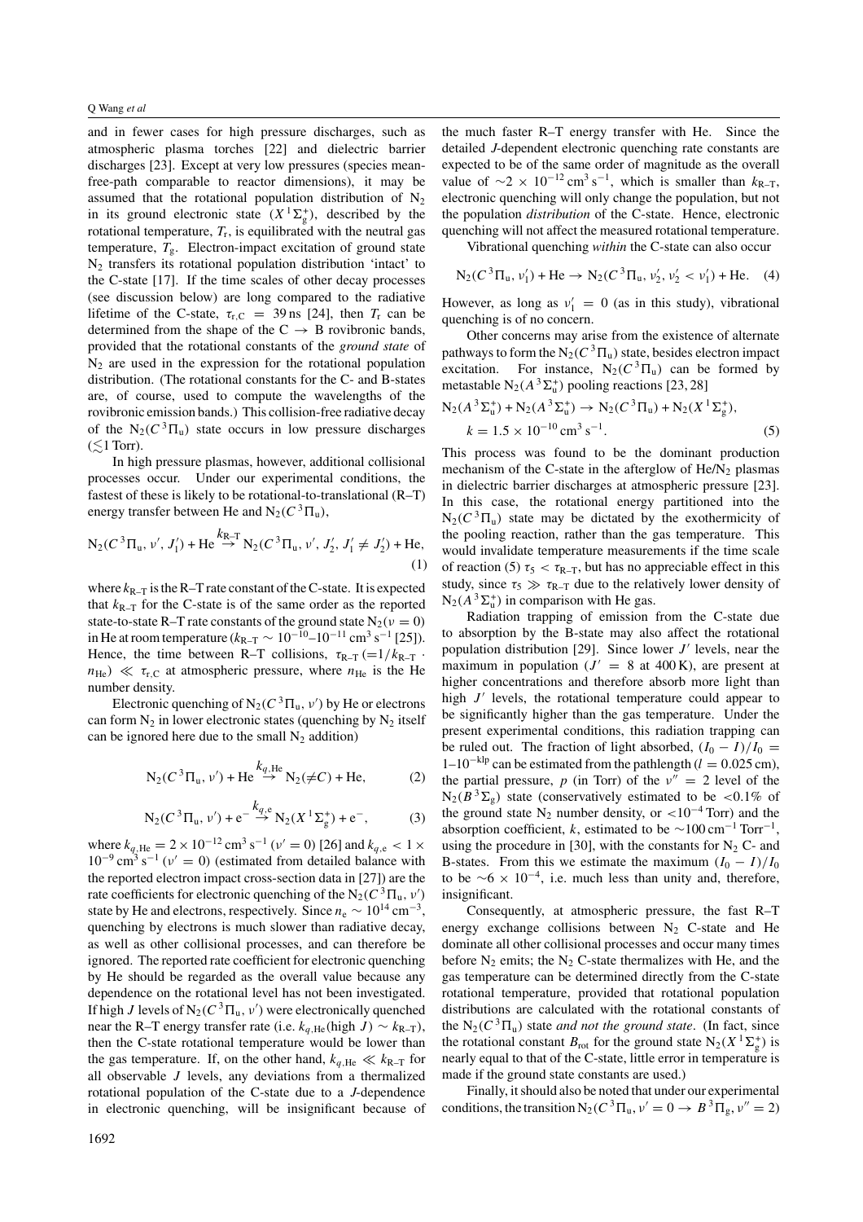and in fewer cases for high pressure discharges, such as atmospheric plasma torches [22] and dielectric barrier discharges [23]. Except at very low pressures (species mean-free-path comparable to reactor dimensions), it may be assumed that the rotational population distribution of $N_2$ in its ground electronic state ($X\,^1\Sigma_g^+$), described by the rotational temperature, $T_r$, is equilibrated with the neutral gas temperature, $T_g$. Electron-impact excitation of ground state $N_2$ transfers its rotational population distribution 'intact' to the C-state [17]. If the time scales of other decay processes (see discussion below) are long compared to the radiative lifetime of the C-state, $\tau_{r,C} = 39$ ns [24], then $T_r$ can be determined from the shape of the C $\rightarrow$ B rovibronic bands, provided that the rotational constants of the *ground state* of $N_2$ are used in the expression for the rotational population distribution. (The rotational constants for the C- and B-states are, of course, used to compute the wavelengths of the rovibronic emission bands.) This collision-free radiative decay of the $N_2(C\,^3\Pi_u)$ state occurs in low pressure discharges ($\lesssim$1 Torr).

In high pressure plasmas, however, additional collisional processes occur. Under our experimental conditions, the fastest of these is likely to be rotational-to-translational (R–T) energy transfer between He and $N_2(C\,^3\Pi_u)$,

$$N_2(C\,^3\Pi_u, v', J_1') + \text{He} \overset{k_{R-T}}{\rightarrow} N_2(C\,^3\Pi_u, v', J_2', J_1' \neq J_2') + \text{He}, \quad (1)$$

where $k_{R-T}$ is the R–T rate constant of the C-state. It is expected that $k_{R-T}$ for the C-state is of the same order as the reported state-to-state R–T rate constants of the ground state $N_2(\nu = 0)$ in He at room temperature ($k_{R-T} \sim 10^{-10}$–$10^{-11}$ cm$^3$ s$^{-1}$ [25]). Hence, the time between R–T collisions, $\tau_{R-T}$ ($=1/k_{R-T} \cdot n_{He}$) $\ll \tau_{r,C}$ at atmospheric pressure, where $n_{He}$ is the He number density.

Electronic quenching of $N_2(C\,^3\Pi_u, v')$ by He or electrons can form $N_2$ in lower electronic states (quenching by $N_2$ itself can be ignored here due to the small $N_2$ addition)

$$N_2(C\,^3\Pi_u, v') + \text{He} \overset{k_{q,\text{He}}}{\rightarrow} N_2(\neq C) + \text{He}, \quad (2)$$

$$N_2(C\,^3\Pi_u, v') + e^- \overset{k_{q,e}}{\rightarrow} N_2(X\,^1\Sigma_g^+) + e^-, \quad (3)$$

where $k_{q,\text{He}} = 2 \times 10^{-12}$ cm$^3$ s$^{-1}$ ($v' = 0$) [26] and $k_{q,e} < 1 \times 10^{-9}$ cm$^3$ s$^{-1}$ ($v' = 0$) (estimated from detailed balance with the reported electron impact cross-section data in [27]) are the rate coefficients for electronic quenching of the $N_2(C\,^3\Pi_u, v')$ state by He and electrons, respectively. Since $n_e \sim 10^{14}$ cm$^{-3}$, quenching by electrons is much slower than radiative decay, as well as other collisional processes, and can therefore be ignored. The reported rate coefficient for electronic quenching by He should be regarded as the overall value because any dependence on the rotational level has not been investigated. If high $J$ levels of $N_2(C\,^3\Pi_u, v')$ were electronically quenched near the R–T energy transfer rate (i.e. $k_{q,\text{He}}(\text{high } J) \sim k_{R-T}$), then the C-state rotational temperature would be lower than the gas temperature. If, on the other hand, $k_{q,\text{He}} \ll k_{R-T}$ for all observable $J$ levels, any deviations from a thermalized rotational population of the C-state due to a $J$-dependence in electronic quenching, will be insignificant because of the much faster R–T energy transfer with He. Since the detailed $J$-dependent electronic quenching rate constants are expected to be of the same order of magnitude as the overall value of $\sim 2 \times 10^{-12}$ cm$^3$ s$^{-1}$, which is smaller than $k_{R-T}$, electronic quenching will only change the population, but not the population *distribution* of the C-state. Hence, electronic quenching will not affect the measured rotational temperature.

Vibrational quenching *within* the C-state can also occur

$$N_2(C\,^3\Pi_u, \nu_1') + \text{He} \rightarrow N_2(C\,^3\Pi_u, \nu_2', \nu_2' < \nu_1') + \text{He}. \quad (4)$$

However, as long as $\nu_1' = 0$ (as in this study), vibrational quenching is of no concern.

Other concerns may arise from the existence of alternate pathways to form the $N_2(C\,^3\Pi_u)$ state, besides electron impact excitation. For instance, $N_2(C\,^3\Pi_u)$ can be formed by metastable $N_2(A\,^3\Sigma_u^+)$ pooling reactions [23, 28]

$$N_2(A\,^3\Sigma_u^+) + N_2(A\,^3\Sigma_u^+) \rightarrow N_2(C\,^3\Pi_u) + N_2(X\,^1\Sigma_g^+),$$
$$k = 1.5 \times 10^{-10}\,\text{cm}^3\,\text{s}^{-1}. \quad (5)$$

This process was found to be the dominant production mechanism of the C-state in the afterglow of He/$N_2$ plasmas in dielectric barrier discharges at atmospheric pressure [23]. In this case, the rotational energy partitioned into the $N_2(C\,^3\Pi_u)$ state may be dictated by the exothermicity of the pooling reaction, rather than the gas temperature. This would invalidate temperature measurements if the time scale of reaction (5) $\tau_5 < \tau_{R-T}$, but has no appreciable effect in this study, since $\tau_5 \gg \tau_{R-T}$ due to the relatively lower density of $N_2(A\,^3\Sigma_u^+)$ in comparison with He gas.

Radiation trapping of emission from the C-state due to absorption by the B-state may also affect the rotational population distribution [29]. Since lower $J'$ levels, near the maximum in population ($J' = 8$ at 400 K), are present at higher concentrations and therefore absorb more light than high $J'$ levels, the rotational temperature could appear to be significantly higher than the gas temperature. Under the present experimental conditions, this radiation trapping can be ruled out. The fraction of light absorbed, $(I_0 - I)/I_0 = 1 - 10^{-klp}$ can be estimated from the pathlength ($l = 0.025$ cm), the partial pressure, $p$ (in Torr) of the $\nu'' = 2$ level of the $N_2(B\,^3\Sigma_g)$ state (conservatively estimated to be $<0.1\%$ of the ground state $N_2$ number density, or $<10^{-4}$ Torr) and the absorption coefficient, $k$, estimated to be $\sim$100 cm$^{-1}$ Torr$^{-1}$, using the procedure in [30], with the constants for $N_2$ C- and B-states. From this we estimate the maximum $(I_0 - I)/I_0$ to be $\sim 6 \times 10^{-4}$, i.e. much less than unity and, therefore, insignificant.

Consequently, at atmospheric pressure, the fast R–T energy exchange collisions between $N_2$ C-state and He dominate all other collisional processes and occur many times before $N_2$ emits; the $N_2$ C-state thermalizes with He, and the gas temperature can be determined directly from the C-state rotational temperature, provided that rotational population distributions are calculated with the rotational constants of the $N_2(C\,^3\Pi_u)$ state *and not the ground state*. (In fact, since the rotational constant $B_{rot}$ for the ground state $N_2(X\,^1\Sigma_g^+)$ is nearly equal to that of the C-state, little error in temperature is made if the ground state constants are used.)

Finally, it should also be noted that under our experimental conditions, the transition $N_2(C\,^3\Pi_u, \nu' = 0 \rightarrow B\,^3\Pi_g, \nu'' = 2)$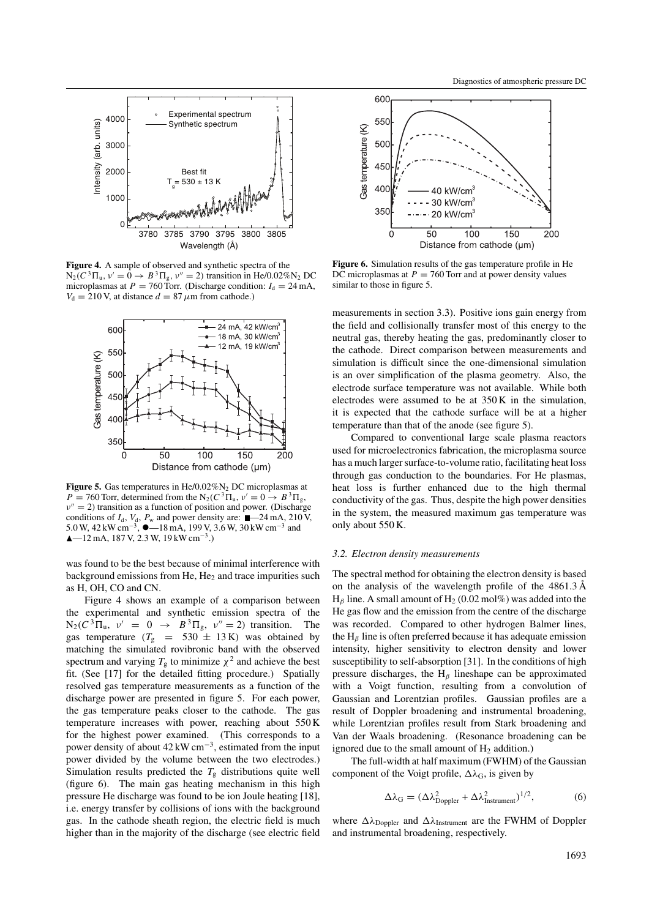Figure 4. A sample of observed and synthetic spectra of the $N_2(C\,^3\Pi_u, v' = 0 \rightarrow B\,^3\Pi_g, v'' = 2)$ transition in He/0.02%$N_2$ DC microplasmas at $P = 760$ Torr. (Discharge condition: $I_d = 24$ mA, $V_d = 210$ V, at distance $d = 87\,\mu$m from cathode.)

Figure 5. Gas temperatures in He/0.02%$N_2$ DC microplasmas at $P = 760$ Torr, determined from the $N_2(C\,^3\Pi_u, v' = 0 \rightarrow B\,^3\Pi_g, v'' = 2)$ transition as a function of position and power. (Discharge conditions of $I_d$, $V_d$, $P_w$ and power density are: ■—24 mA, 210 V, 5.0 W, 42 kW cm$^{-3}$, ●—18 mA, 199 V, 3.6 W, 30 kW cm$^{-3}$ and ▲—12 mA, 187 V, 2.3 W, 19 kW cm$^{-3}$.)

was found to be the best because of minimal interference with background emissions from He, $He_2$ and trace impurities such as H, OH, CO and CN.

Figure 4 shows an example of a comparison between the experimental and synthetic emission spectra of the $N_2(C\,^3\Pi_u,\ v' = 0 \rightarrow B\,^3\Pi_g,\ v'' = 2)$ transition. The gas temperature ($T_g = 530 \pm 13$ K) was obtained by matching the simulated rovibronic band with the observed spectrum and varying $T_g$ to minimize $\chi^2$ and achieve the best fit. (See [17] for the detailed fitting procedure.) Spatially resolved gas temperature measurements as a function of the discharge power are presented in figure 5. For each power, the gas temperature peaks closer to the cathode. The gas temperature increases with power, reaching about 550 K for the highest power examined. (This corresponds to a power density of about 42 kW cm$^{-3}$, estimated from the input power divided by the volume between the two electrodes.) Simulation results predicted the $T_g$ distributions quite well (figure 6). The main gas heating mechanism in this high pressure He discharge was found to be ion Joule heating [18], i.e. energy transfer by collisions of ions with the background gas. In the cathode sheath region, the electric field is much higher than in the majority of the discharge (see electric field measurements in section 3.3). Positive ions gain energy from the field and collisionally transfer most of this energy to the neutral gas, thereby heating the gas, predominantly closer to the cathode. Direct comparison between measurements and simulation is difficult since the one-dimensional simulation is an over simplification of the plasma geometry. Also, the electrode surface temperature was not available. While both electrodes were assumed to be at 350 K in the simulation, it is expected that the cathode surface will be at a higher temperature than that of the anode (see figure 5).

Figure 6. Simulation results of the gas temperature profile in He DC microplasmas at $P = 760$ Torr and at power density values similar to those in figure 5.

Compared to conventional large scale plasma reactors used for microelectronics fabrication, the microplasma source has a much larger surface-to-volume ratio, facilitating heat loss through gas conduction to the boundaries. For He plasmas, heat loss is further enhanced due to the high thermal conductivity of the gas. Thus, despite the high power densities in the system, the measured maximum gas temperature was only about 550 K.

### 3.2. Electron density measurements

The spectral method for obtaining the electron density is based on the analysis of the wavelength profile of the 4861.3 Å $H_\beta$ line. A small amount of $H_2$ (0.02 mol%) was added into the He gas flow and the emission from the centre of the discharge was recorded. Compared to other hydrogen Balmer lines, the $H_\beta$ line is often preferred because it has adequate emission intensity, higher sensitivity to electron density and lower susceptibility to self-absorption [31]. In the conditions of high pressure discharges, the $H_\beta$ lineshape can be approximated with a Voigt function, resulting from a convolution of Gaussian and Lorentzian profiles. Gaussian profiles are a result of Doppler broadening and instrumental broadening, while Lorentzian profiles result from Stark broadening and Van der Waals broadening. (Resonance broadening can be ignored due to the small amount of $H_2$ addition.)

The full-width at half maximum (FWHM) of the Gaussian component of the Voigt profile, $\Delta\lambda_G$, is given by

$$\Delta\lambda_G = (\Delta\lambda^2_{\text{Doppler}} + \Delta\lambda^2_{\text{Instrument}})^{1/2}, \qquad (6)$$

where $\Delta\lambda_{\text{Doppler}}$ and $\Delta\lambda_{\text{Instrument}}$ are the FWHM of Doppler and instrumental broadening, respectively.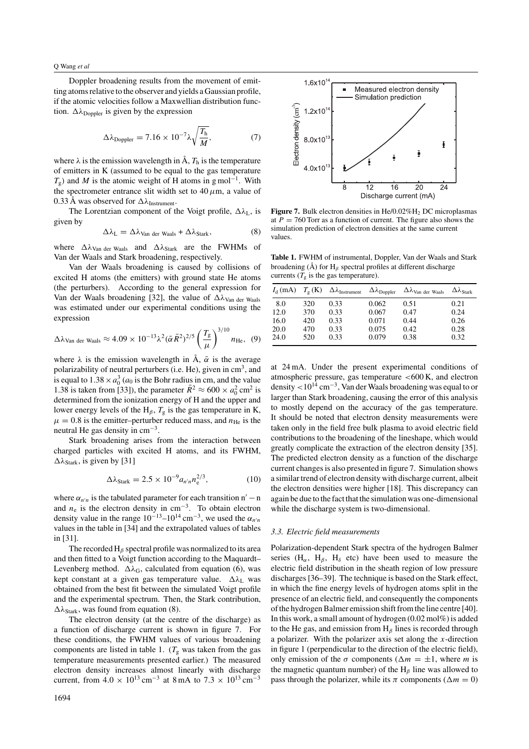Doppler broadening results from the movement of emitting atoms relative to the observer and yields a Gaussian profile, if the atomic velocities follow a Maxwellian distribution function. $\Delta\lambda_{\text{Doppler}}$ is given by the expression

$$\Delta\lambda_{\text{Doppler}} = 7.16 \times 10^{-7}\lambda\sqrt{\frac{T_h}{M}}, \quad (7)$$

where $\lambda$ is the emission wavelength in Å, $T_h$ is the temperature of emitters in K (assumed to be equal to the gas temperature $T_g$) and $M$ is the atomic weight of H atoms in g mol$^{-1}$. With the spectrometer entrance slit width set to 40 $\mu$m, a value of 0.33 Å was observed for $\Delta\lambda_{\text{Instrument}}$.

The Lorentzian component of the Voigt profile, $\Delta\lambda_L$, is given by

$$\Delta\lambda_L = \Delta\lambda_{\text{Van der Waals}} + \Delta\lambda_{\text{Stark}}, \quad (8)$$

where $\Delta\lambda_{\text{Van der Waals}}$ and $\Delta\lambda_{\text{Stark}}$ are the FWHMs of Van der Waals and Stark broadening, respectively.

Van der Waals broadening is caused by collisions of excited H atoms (the emitters) with ground state He atoms (the perturbers). According to the general expression for Van der Waals broadening [32], the value of $\Delta\lambda_{\text{Van der Waals}}$ was estimated under our experimental conditions using the expression

$$\Delta\lambda_{\text{Van der Waals}} \approx 4.09 \times 10^{-13}\lambda^2(\bar{\alpha}\bar{R}^2)^{2/5}\left(\frac{T_g}{\mu}\right)^{3/10} n_{\text{He}}, \quad (9)$$

where $\lambda$ is the emission wavelength in Å, $\bar{\alpha}$ is the average polarizability of neutral perturbers (i.e. He), given in cm$^3$, and is equal to $1.38 \times a_0^3$ ($a_0$ is the Bohr radius in cm, and the value 1.38 is taken from [33]), the parameter $\bar{R}^2 \approx 600 \times a_0^2$ cm$^2$ is determined from the ionization energy of H and the upper and lower energy levels of the $H_\beta$, $T_g$ is the gas temperature in K, $\mu = 0.8$ is the emitter–perturber reduced mass, and $n_{\text{He}}$ is the neutral He gas density in cm$^{-3}$.

Stark broadening arises from the interaction between charged particles with excited H atoms, and its FWHM, $\Delta\lambda_{\text{Stark}}$, is given by [31]

$$\Delta\lambda_{\text{Stark}} = 2.5 \times 10^{-9} a_{n'n} n_e^{2/3}, \quad (10)$$

where $\alpha_{n'n}$ is the tabulated parameter for each transition $n' - n$ and $n_e$ is the electron density in cm$^{-3}$. To obtain electron density value in the range $10^{-13}$–$10^{14}$ cm$^{-3}$, we used the $\alpha_{n'n}$ values in the table in [34] and the extrapolated values of tables in [31].

The recorded $H_\beta$ spectral profile was normalized to its area and then fitted to a Voigt function according to the Maquardt–Levenberg method. $\Delta\lambda_G$, calculated from equation (6), was kept constant at a given gas temperature value. $\Delta\lambda_L$ was obtained from the best fit between the simulated Voigt profile and the experimental spectrum. Then, the Stark contribution, $\Delta\lambda_{\text{Stark}}$, was found from equation (8).

The electron density (at the centre of the discharge) as a function of discharge current is shown in figure 7. For these conditions, the FWHM values of various broadening components are listed in table 1. ($T_g$ was taken from the gas temperature measurements presented earlier.) The measured electron density increases almost linearly with discharge current, from $4.0 \times 10^{13}$ cm$^{-3}$ at 8 mA to $7.3 \times 10^{13}$ cm$^{-3}$ at 24 mA. Under the present experimental conditions of atmospheric pressure, gas temperature <600 K, and electron density $<10^{14}$ cm$^{-3}$, Van der Waals broadening was equal to or larger than Stark broadening, causing the error of this analysis to mostly depend on the accuracy of the gas temperature. It should be noted that electron density measurements were taken only in the field free bulk plasma to avoid electric field contributions to the broadening of the lineshape, which would greatly complicate the extraction of the electron density [35]. The predicted electron density as a function of the discharge current changes is also presented in figure 7. Simulation shows a similar trend of electron density with discharge current, albeit the electron densities were higher [18]. This discrepancy can again be due to the fact that the simulation was one-dimensional while the discharge system is two-dimensional.

**Figure 7.** Bulk electron densities in He/0.02%$H_2$ DC microplasmas at $P = 760$ Torr as a function of current. The figure also shows the simulation prediction of electron densities at the same current values.

**Table 1.** FWHM of instrumental, Doppler, Van der Waals and Stark broadening (Å) for $H_\beta$ spectral profiles at different discharge currents ($T_g$ is the gas temperature).

| $I_d$ (mA) | $T_g$ (K) | $\Delta\lambda_{\text{Instrument}}$ | $\Delta\lambda_{\text{Doppler}}$ | $\Delta\lambda_{\text{Van der Waals}}$ | $\Delta\lambda_{\text{Stark}}$ |
|---|---|---|---|---|---|
| 8.0 | 320 | 0.33 | 0.062 | 0.51 | 0.21 |
| 12.0 | 370 | 0.33 | 0.067 | 0.47 | 0.24 |
| 16.0 | 420 | 0.33 | 0.071 | 0.44 | 0.26 |
| 20.0 | 470 | 0.33 | 0.075 | 0.42 | 0.28 |
| 24.0 | 520 | 0.33 | 0.079 | 0.38 | 0.32 |

### 3.3. Electric field measurements

Polarization-dependent Stark spectra of the hydrogen Balmer series ($H_\alpha$, $H_\beta$, $H_\delta$ etc) have been used to measure the electric field distribution in the sheath region of low pressure discharges [36–39]. The technique is based on the Stark effect, in which the fine energy levels of hydrogen atoms split in the presence of an electric field, and consequently the components of the hydrogen Balmer emission shift from the line centre [40]. In this work, a small amount of hydrogen (0.02 mol%) is added to the He gas, and emission from $H_\beta$ lines is recorded through a polarizer. With the polarizer axis set along the $x$-direction in figure 1 (perpendicular to the direction of the electric field), only emission of the $\sigma$ components ($\Delta m = \pm 1$, where $m$ is the magnetic quantum number) of the $H_\beta$ line was allowed to pass through the polarizer, while its $\pi$ components ($\Delta m = 0$)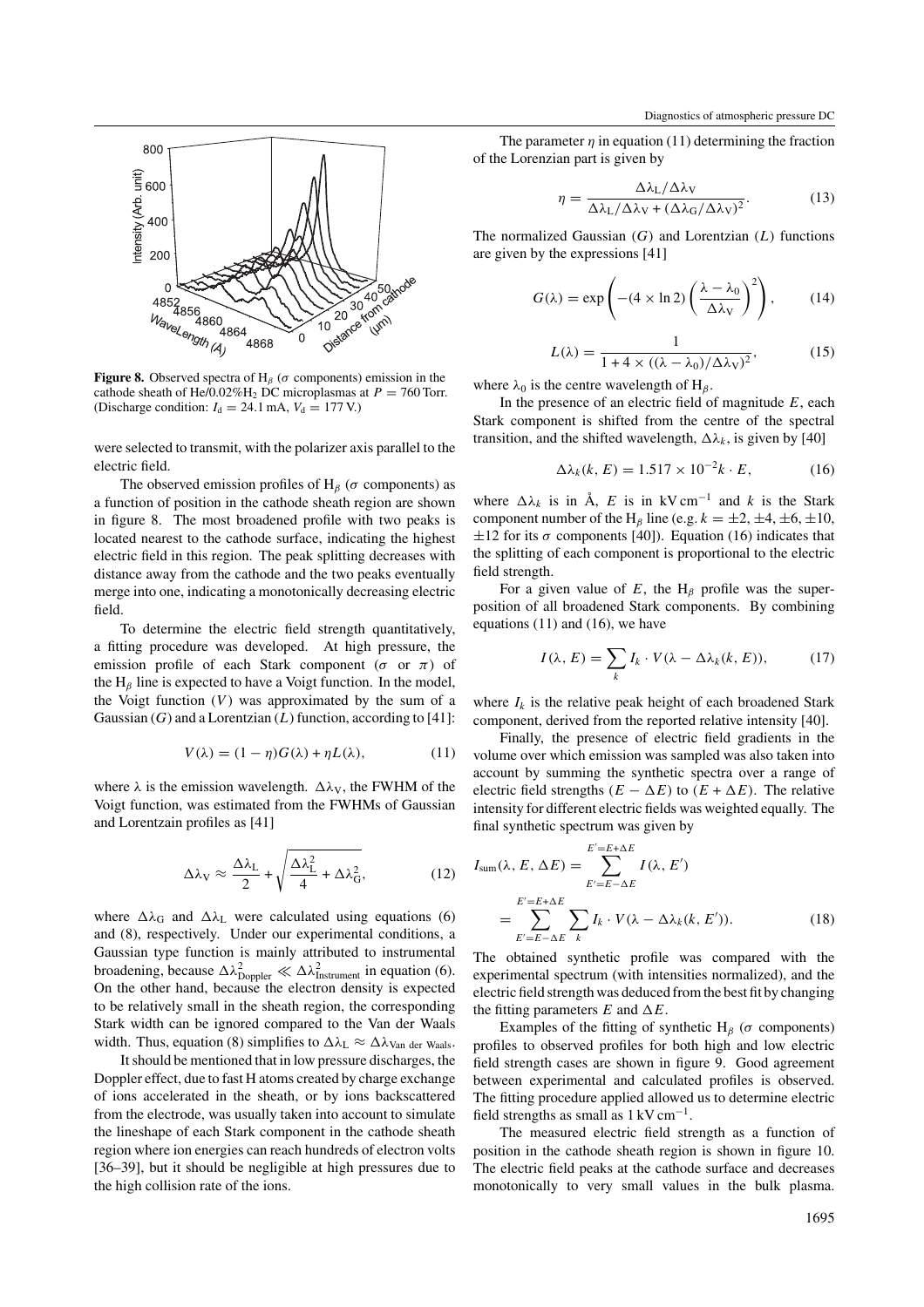**Figure 8.** Observed spectra of $H_\beta$ ($\sigma$ components) emission in the cathode sheath of He/0.02%$H_2$ DC microplasmas at $P = 760$ Torr. (Discharge condition: $I_d = 24.1$ mA, $V_d = 177$ V.)

were selected to transmit, with the polarizer axis parallel to the electric field.

The observed emission profiles of $H_\beta$ ($\sigma$ components) as a function of position in the cathode sheath region are shown in figure 8. The most broadened profile with two peaks is located nearest to the cathode surface, indicating the highest electric field in this region. The peak splitting decreases with distance away from the cathode and the two peaks eventually merge into one, indicating a monotonically decreasing electric field.

To determine the electric field strength quantitatively, a fitting procedure was developed. At high pressure, the emission profile of each Stark component ($\sigma$ or $\pi$) of the $H_\beta$ line is expected to have a Voigt function. In the model, the Voigt function ($V$) was approximated by the sum of a Gaussian ($G$) and a Lorentzian ($L$) function, according to [41]:

$$V(\lambda) = (1 - \eta)G(\lambda) + \eta L(\lambda), \tag{11}$$

where $\lambda$ is the emission wavelength. $\Delta\lambda_V$, the FWHM of the Voigt function, was estimated from the FWHMs of Gaussian and Lorentzain profiles as [41]

$$\Delta\lambda_V \approx \frac{\Delta\lambda_L}{2} + \sqrt{\frac{\Delta\lambda_L^2}{4} + \Delta\lambda_G^2}, \tag{12}$$

where $\Delta\lambda_G$ and $\Delta\lambda_L$ were calculated using equations (6) and (8), respectively. Under our experimental conditions, a Gaussian type function is mainly attributed to instrumental broadening, because $\Delta\lambda^2_{\text{Doppler}} \ll \Delta\lambda^2_{\text{Instrument}}$ in equation (6). On the other hand, because the electron density is expected to be relatively small in the sheath region, the corresponding Stark width can be ignored compared to the Van der Waals width. Thus, equation (8) simplifies to $\Delta\lambda_L \approx \Delta\lambda_{\text{Van der Waals}}$.

It should be mentioned that in low pressure discharges, the Doppler effect, due to fast H atoms created by charge exchange of ions accelerated in the sheath, or by ions backscattered from the electrode, was usually taken into account to simulate the lineshape of each Stark component in the cathode sheath region where ion energies can reach hundreds of electron volts [36–39], but it should be negligible at high pressures due to the high collision rate of the ions.

The parameter $\eta$ in equation (11) determining the fraction of the Lorenzian part is given by

$$\eta = \frac{\Delta\lambda_L/\Delta\lambda_V}{\Delta\lambda_L/\Delta\lambda_V + (\Delta\lambda_G/\Delta\lambda_V)^2}. \tag{13}$$

The normalized Gaussian ($G$) and Lorentzian ($L$) functions are given by the expressions [41]

$$G(\lambda) = \exp\left(-(4 \times \ln 2)\left(\frac{\lambda - \lambda_0}{\Delta\lambda_V}\right)^2\right), \tag{14}$$

$$L(\lambda) = \frac{1}{1 + 4 \times ((\lambda - \lambda_0)/\Delta\lambda_V)^2}, \tag{15}$$

where $\lambda_0$ is the centre wavelength of $H_\beta$.

In the presence of an electric field of magnitude $E$, each Stark component is shifted from the centre of the spectral transition, and the shifted wavelength, $\Delta\lambda_k$, is given by [40]

$$\Delta\lambda_k(k, E) = 1.517 \times 10^{-2} k \cdot E, \tag{16}$$

where $\Delta\lambda_k$ is in Å, $E$ is in kV cm$^{-1}$ and $k$ is the Stark component number of the $H_\beta$ line (e.g. $k = \pm 2, \pm 4, \pm 6, \pm 10, \pm 12$ for its $\sigma$ components [40]). Equation (16) indicates that the splitting of each component is proportional to the electric field strength.

For a given value of $E$, the $H_\beta$ profile was the superposition of all broadened Stark components. By combining equations (11) and (16), we have

$$I(\lambda, E) = \sum_k I_k \cdot V(\lambda - \Delta\lambda_k(k, E)), \tag{17}$$

where $I_k$ is the relative peak height of each broadened Stark component, derived from the reported relative intensity [40].

Finally, the presence of electric field gradients in the volume over which emission was sampled was also taken into account by summing the synthetic spectra over a range of electric field strengths $(E - \Delta E)$ to $(E + \Delta E)$. The relative intensity for different electric fields was weighted equally. The final synthetic spectrum was given by

$$I_{\text{sum}}(\lambda, E, \Delta E) = \sum_{E'=E-\Delta E}^{E'=E+\Delta E} I(\lambda, E') = \sum_{E'=E-\Delta E}^{E'=E+\Delta E} \sum_k I_k \cdot V(\lambda - \Delta\lambda_k(k, E')). \tag{18}$$

The obtained synthetic profile was compared with the experimental spectrum (with intensities normalized), and the electric field strength was deduced from the best fit by changing the fitting parameters $E$ and $\Delta E$.

Examples of the fitting of synthetic $H_\beta$ ($\sigma$ components) profiles to observed profiles for both high and low electric field strength cases are shown in figure 9. Good agreement between experimental and calculated profiles is observed. The fitting procedure applied allowed us to determine electric field strengths as small as 1 kV cm$^{-1}$.

The measured electric field strength as a function of position in the cathode sheath region is shown in figure 10. The electric field peaks at the cathode surface and decreases monotonically to very small values in the bulk plasma.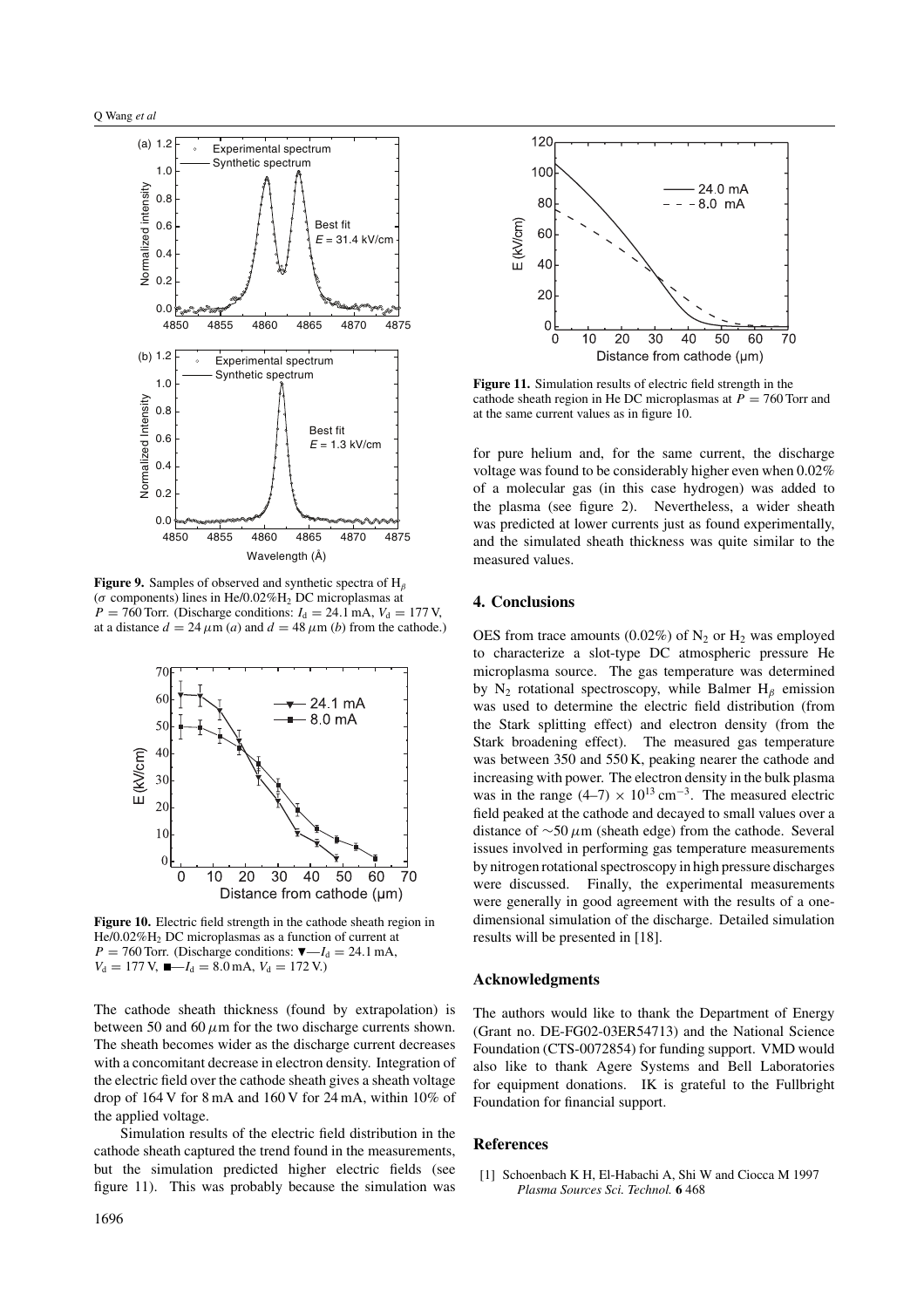**Figure 9.** Samples of observed and synthetic spectra of $H_\beta$ ($\sigma$ components) lines in He/0.02%$H_2$ DC microplasmas at $P = 760$ Torr. (Discharge conditions: $I_d = 24.1$ mA, $V_d = 177$ V, at a distance $d = 24\,\mu$m (*a*) and $d = 48\,\mu$m (*b*) from the cathode.)

**Figure 10.** Electric field strength in the cathode sheath region in He/0.02%$H_2$ DC microplasmas as a function of current at $P = 760$ Torr. (Discharge conditions: ▼—$I_d = 24.1$ mA, $V_d = 177$ V, ■—$I_d = 8.0$ mA, $V_d = 172$ V.)

The cathode sheath thickness (found by extrapolation) is between 50 and 60 $\mu$m for the two discharge currents shown. The sheath becomes wider as the discharge current decreases with a concomitant decrease in electron density. Integration of the electric field over the cathode sheath gives a sheath voltage drop of 164 V for 8 mA and 160 V for 24 mA, within 10% of the applied voltage.

Simulation results of the electric field distribution in the cathode sheath captured the trend found in the measurements, but the simulation predicted higher electric fields (see figure 11). This was probably because the simulation was for pure helium and, for the same current, the discharge voltage was found to be considerably higher even when 0.02% of a molecular gas (in this case hydrogen) was added to the plasma (see figure 2). Nevertheless, a wider sheath was predicted at lower currents just as found experimentally, and the simulated sheath thickness was quite similar to the measured values.

**Figure 11.** Simulation results of electric field strength in the cathode sheath region in He DC microplasmas at $P = 760$ Torr and at the same current values as in figure 10.

## 4. Conclusions

OES from trace amounts (0.02%) of $N_2$ or $H_2$ was employed to characterize a slot-type DC atmospheric pressure He microplasma source. The gas temperature was determined by $N_2$ rotational spectroscopy, while Balmer $H_\beta$ emission was used to determine the electric field distribution (from the Stark splitting effect) and electron density (from the Stark broadening effect). The measured gas temperature was between 350 and 550 K, peaking nearer the cathode and increasing with power. The electron density in the bulk plasma was in the range $(4\text{–}7) \times 10^{13}\,\text{cm}^{-3}$. The measured electric field peaked at the cathode and decayed to small values over a distance of $\sim 50\,\mu$m (sheath edge) from the cathode. Several issues involved in performing gas temperature measurements by nitrogen rotational spectroscopy in high pressure discharges were discussed. Finally, the experimental measurements were generally in good agreement with the results of a one-dimensional simulation of the discharge. Detailed simulation results will be presented in [18].

## Acknowledgments

The authors would like to thank the Department of Energy (Grant no. DE-FG02-03ER54713) and the National Science Foundation (CTS-0072854) for funding support. VMD would also like to thank Agere Systems and Bell Laboratories for equipment donations. IK is grateful to the Fullbright Foundation for financial support.

## References

[1] Schoenbach K H, El-Habachi A, Shi W and Ciocca M 1997 *Plasma Sources Sci. Technol.* **6** 468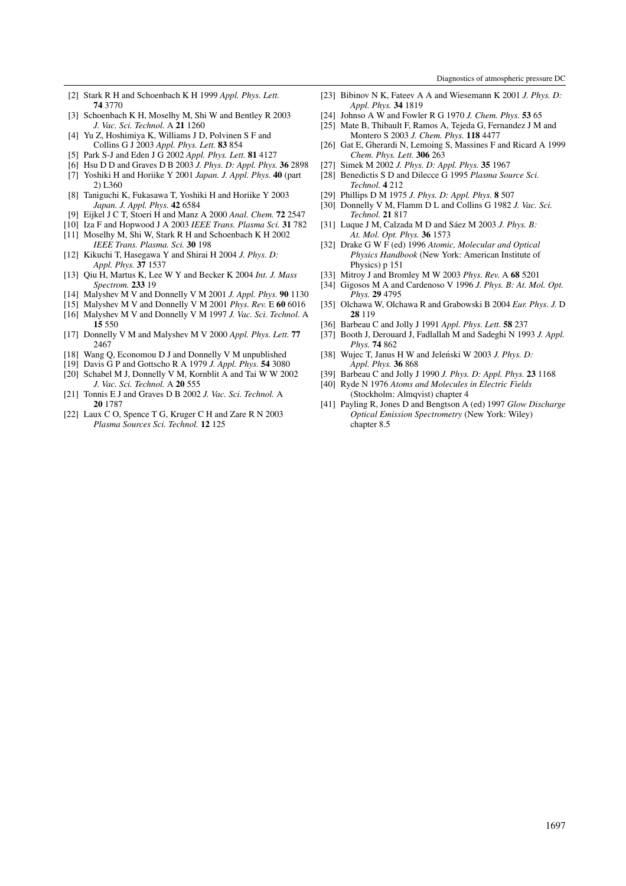[2] Stark R H and Schoenbach K H 1999 *Appl. Phys. Lett.* **74** 3770

[3] Schoenbach K H, Moselhy M, Shi W and Bentley R 2003 *J. Vac. Sci. Technol.* A **21** 1260

[4] Yu Z, Hoshimiya K, Williams J D, Polvinen S F and Collins G J 2003 *Appl. Phys. Lett.* **83** 854

[5] Park S-J and Eden J G 2002 *Appl. Phys. Lett.* **81** 4127

[6] Hsu D D and Graves D B 2003 *J. Phys. D: Appl. Phys.* **36** 2898

[7] Yoshiki H and Horiike Y 2001 *Japan. J. Appl. Phys.* **40** (part 2) L360

[8] Taniguchi K, Fukasawa T, Yoshiki H and Horiike Y 2003 *Japan. J. Appl. Phys.* **42** 6584

[9] Eijkel J C T, Stoeri H and Manz A 2000 *Anal. Chem.* **72** 2547

[10] Iza F and Hopwood J A 2003 *IEEE Trans. Plasma Sci.* **31** 782

[11] Moselhy M, Shi W, Stark R H and Schoenbach K H 2002 *IEEE Trans. Plasma. Sci.* **30** 198

[12] Kikuchi T, Hasegawa Y and Shirai H 2004 *J. Phys. D: Appl. Phys.* **37** 1537

[13] Qiu H, Martus K, Lee W Y and Becker K 2004 *Int. J. Mass Spectrom.* **233** 19

[14] Malyshev M V and Donnelly V M 2001 *J. Appl. Phys.* **90** 1130

[15] Malyshev M V and Donnelly V M 2001 *Phys. Rev.* E **60** 6016

[16] Malyshev M V and Donnelly V M 1997 *J. Vac. Sci. Technol.* A **15** 550

[17] Donnelly V M and Malyshev M V 2000 *Appl. Phys. Lett.* **77** 2467

[18] Wang Q, Economou D J and Donnelly V M unpublished

[19] Davis G P and Gottscho R A 1979 *J. Appl. Phys.* **54** 3080

[20] Schabel M J, Donnelly V M, Kornblit A and Tai W W 2002 *J. Vac. Sci. Technol.* A **20** 555

[21] Tonnis E J and Graves D B 2002 *J. Vac. Sci. Technol.* A **20** 1787

[22] Laux C O, Spence T G, Kruger C H and Zare R N 2003 *Plasma Sources Sci. Technol.* **12** 125

[23] Bibinov N K, Fateev A A and Wiesemann K 2001 *J. Phys. D: Appl. Phys.* **34** 1819

[24] Johnso A W and Fowler R G 1970 *J. Chem. Phys.* **53** 65

[25] Mate B, Thibault F, Ramos A, Tejeda G, Fernandez J M and Montero S 2003 *J. Chem. Phys.* **118** 4477

[26] Gat E, Gherardi N, Lemoing S, Massines F and Ricard A 1999 *Chem. Phys. Lett.* **306** 263

[27] Simek M 2002 *J. Phys. D: Appl. Phys.* **35** 1967

[28] Benedictis S D and Dilecce G 1995 *Plasma Source Sci. Technol.* **4** 212

[29] Phillips D M 1975 *J. Phys. D: Appl. Phys.* **8** 507

[30] Donnelly V M, Flamm D L and Collins G 1982 *J. Vac. Sci. Technol.* **21** 817

[31] Luque J M, Calzada M D and Sáez M 2003 *J. Phys. B: At. Mol. Opt. Phys.* **36** 1573

[32] Drake G W F (ed) 1996 *Atomic, Molecular and Optical Physics Handbook* (New York: American Institute of Physics) p 151

[33] Mitroy J and Bromley M W 2003 *Phys. Rev.* A **68** 5201

[34] Gigosos M A and Cardenoso V 1996 *J. Phys. B: At. Mol. Opt. Phys.* **29** 4795

[35] Olchawa W, Olchawa R and Grabowski B 2004 *Eur. Phys. J.* D **28** 119

[36] Barbeau C and Jolly J 1991 *Appl. Phys. Lett.* **58** 237

[37] Booth J, Derouard J, Fadlallah M and Sadeghi N 1993 *J. Appl. Phys.* **74** 862

[38] Wujec T, Janus H W and Jeleński W 2003 *J. Phys. D: Appl. Phys.* **36** 868

[39] Barbeau C and Jolly J 1990 *J. Phys. D: Appl. Phys.* **23** 1168

[40] Ryde N 1976 *Atoms and Molecules in Electric Fields* (Stockholm: Almqvist) chapter 4

[41] Payling R, Jones D and Bengtson A (ed) 1997 *Glow Discharge Optical Emission Spectrometry* (New York: Wiley) chapter 8.5